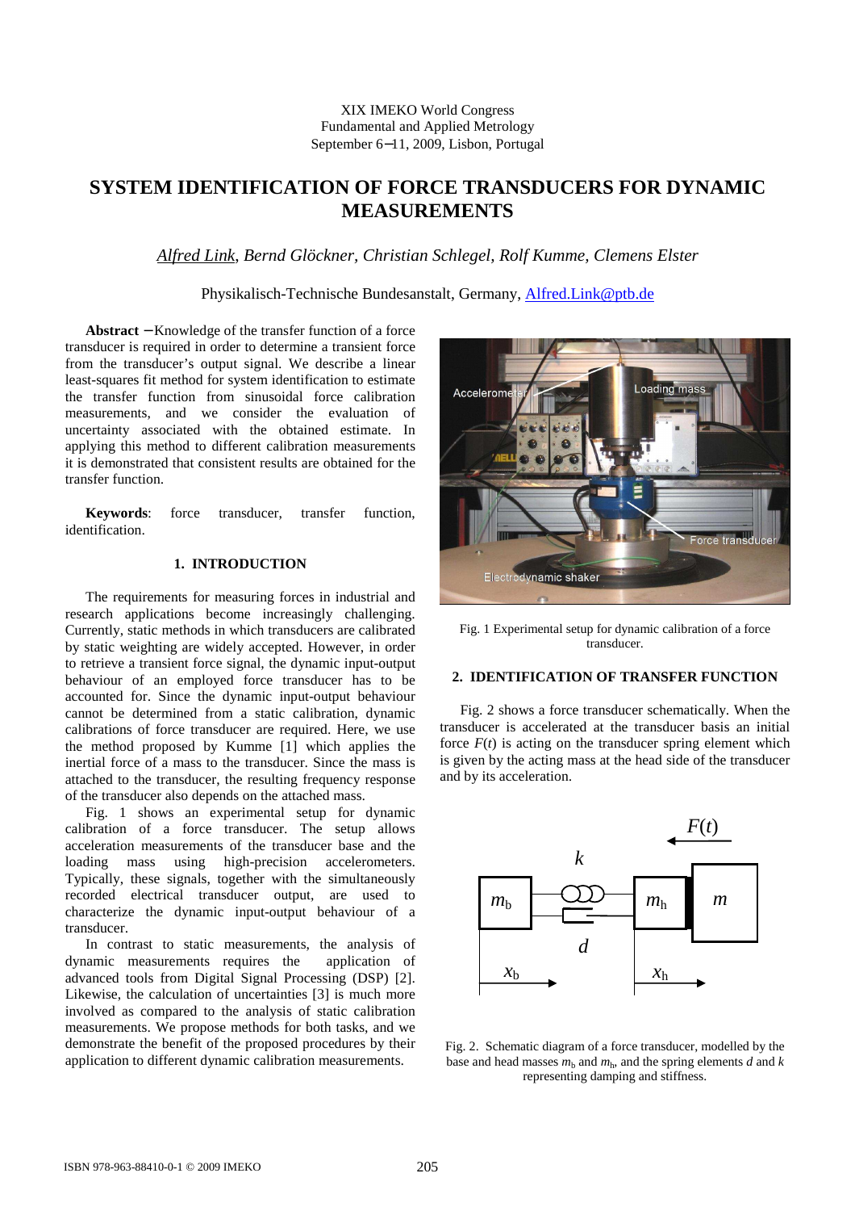XIX IMEKO World Congress
Fundamental and Applied Metrology
September 6−11, 2009, Lisbon, Portugal

# SYSTEM IDENTIFICATION OF FORCE TRANSDUCERS FOR DYNAMIC MEASUREMENTS

*Alfred Link, Bernd Glöckner, Christian Schlegel, Rolf Kumme, Clemens Elster*

Physikalisch-Technische Bundesanstalt, Germany, Alfred.Link@ptb.de

**Abstract** − Knowledge of the transfer function of a force transducer is required in order to determine a transient force from the transducer's output signal. We describe a linear least-squares fit method for system identification to estimate the transfer function from sinusoidal force calibration measurements, and we consider the evaluation of uncertainty associated with the obtained estimate. In applying this method to different calibration measurements it is demonstrated that consistent results are obtained for the transfer function.

**Keywords**: force transducer, transfer function, identification.

## 1. INTRODUCTION

The requirements for measuring forces in industrial and research applications become increasingly challenging. Currently, static methods in which transducers are calibrated by static weighting are widely accepted. However, in order to retrieve a transient force signal, the dynamic input-output behaviour of an employed force transducer has to be accounted for. Since the dynamic input-output behaviour cannot be determined from a static calibration, dynamic calibrations of force transducer are required. Here, we use the method proposed by Kumme [1] which applies the inertial force of a mass to the transducer. Since the mass is attached to the transducer, the resulting frequency response of the transducer also depends on the attached mass.

Fig. 1 shows an experimental setup for dynamic calibration of a force transducer. The setup allows acceleration measurements of the transducer base and the loading mass using high-precision accelerometers. Typically, these signals, together with the simultaneously recorded electrical transducer output, are used to characterize the dynamic input-output behaviour of a transducer.

In contrast to static measurements, the analysis of dynamic measurements requires the application of advanced tools from Digital Signal Processing (DSP) [2]. Likewise, the calculation of uncertainties [3] is much more involved as compared to the analysis of static calibration measurements. We propose methods for both tasks, and we demonstrate the benefit of the proposed procedures by their application to different dynamic calibration measurements.

Fig. 1 Experimental setup for dynamic calibration of a force transducer.

## 2. IDENTIFICATION OF TRANSFER FUNCTION

Fig. 2 shows a force transducer schematically. When the transducer is accelerated at the transducer basis an initial force $F(t)$ is acting on the transducer spring element which is given by the acting mass at the head side of the transducer and by its acceleration.

Fig. 2. Schematic diagram of a force transducer, modelled by the base and head masses $m_b$ and $m_h$, and the spring elements $d$ and $k$ representing damping and stiffness.

ISBN 978-963-88410-0-1 © 2009 IMEKO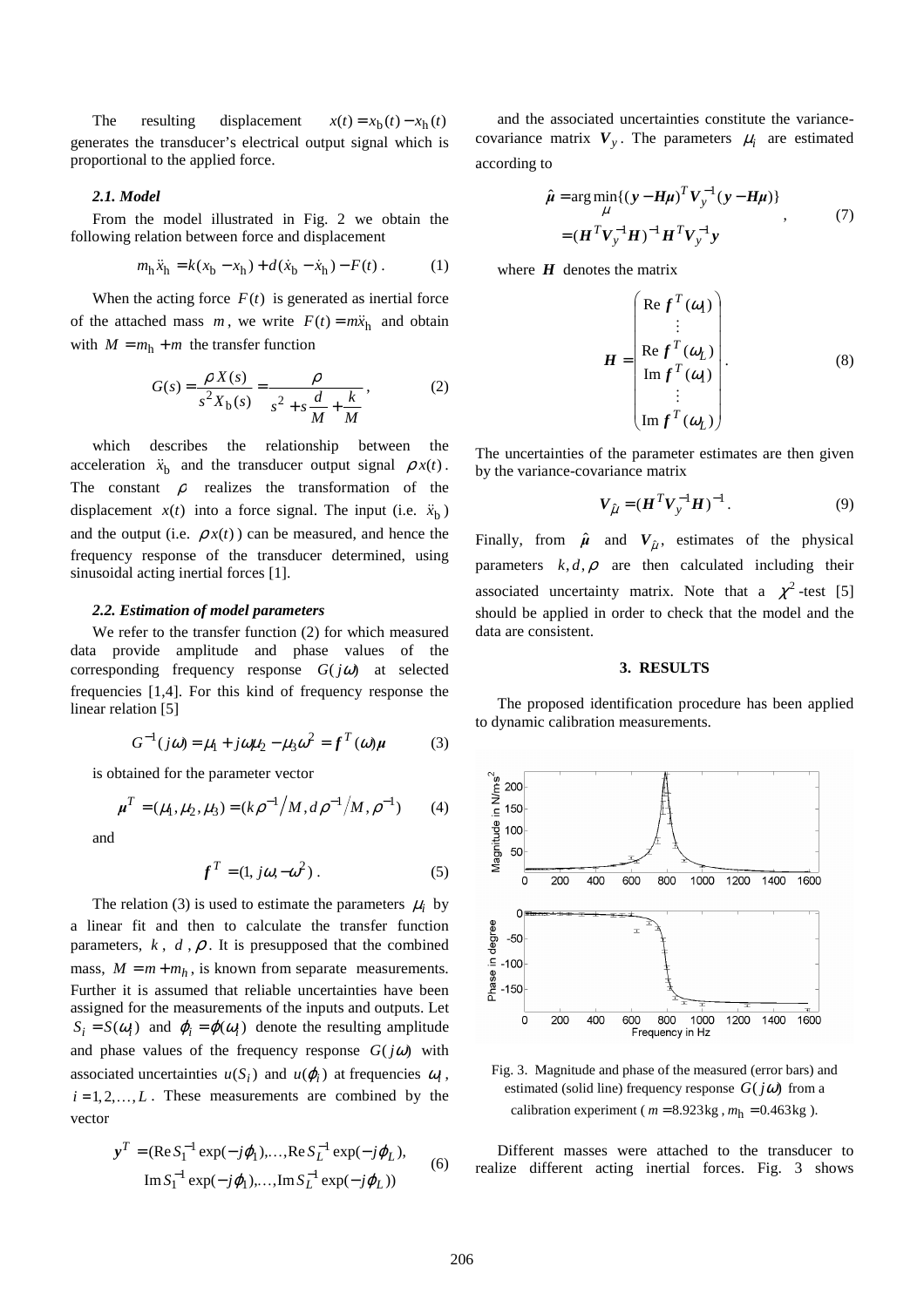The resulting displacement $x(t) = x_b(t) - x_h(t)$ generates the transducer's electrical output signal which is proportional to the applied force.

### 2.1. Model

From the model illustrated in Fig. 2 we obtain the following relation between force and displacement

$$m_h \ddot{x}_h = k(x_b - x_h) + d(\dot{x}_b - \dot{x}_h) - F(t) \,. \tag{1}$$

When the acting force $F(t)$ is generated as inertial force of the attached mass $m$, we write $F(t) = m\ddot{x}_h$ and obtain with $M = m_h + m$ the transfer function

$$G(s) = \frac{\rho X(s)}{s^2 X_b(s)} = \frac{\rho}{s^2 + s\dfrac{d}{M} + \dfrac{k}{M}} \,, \tag{2}$$

which describes the relationship between the acceleration $\ddot{x}_b$ and the transducer output signal $\rho x(t)$. The constant $\rho$ realizes the transformation of the displacement $x(t)$ into a force signal. The input (i.e. $\ddot{x}_b$) and the output (i.e. $\rho x(t)$) can be measured, and hence the frequency response of the transducer determined, using sinusoidal acting inertial forces [1].

### 2.2. Estimation of model parameters

We refer to the transfer function (2) for which measured data provide amplitude and phase values of the corresponding frequency response $G(j\omega)$ at selected frequencies [1,4]. For this kind of frequency response the linear relation [5]

$$G^{-1}(j\omega) = \mu_1 + j\omega\mu_2 - \mu_3\omega^2 = \boldsymbol{f}^T(\omega)\boldsymbol{\mu} \tag{3}$$

is obtained for the parameter vector

$$\boldsymbol{\mu}^T = (\mu_1, \mu_2, \mu_3) = (k\rho^{-1}/M, d\rho^{-1}/M, \rho^{-1}) \tag{4}$$

and

$$\boldsymbol{f}^T = (1, j\omega, -\omega^2) \,. \tag{5}$$

The relation (3) is used to estimate the parameters $\mu_i$ by a linear fit and then to calculate the transfer function parameters, $k$, $d$, $\rho$. It is presupposed that the combined mass, $M = m + m_h$, is known from separate measurements. Further it is assumed that reliable uncertainties have been assigned for the measurements of the inputs and outputs. Let $S_i = S(\omega_i)$ and $\varphi_i = \varphi(\omega_i)$ denote the resulting amplitude and phase values of the frequency response $G(j\omega)$ with associated uncertainties $u(S_i)$ and $u(\varphi_i)$ at frequencies $\omega_i$, $i = 1, 2, \ldots, L$. These measurements are combined by the vector

$$\begin{aligned}\boldsymbol{y}^T = (&\operatorname{Re} S_1^{-1}\exp(-j\varphi_1), \ldots, \operatorname{Re} S_L^{-1}\exp(-j\varphi_L), \\ &\operatorname{Im} S_1^{-1}\exp(-j\varphi_1), \ldots, \operatorname{Im} S_L^{-1}\exp(-j\varphi_L))\end{aligned} \tag{6}$$

and the associated uncertainties constitute the variance-covariance matrix $\boldsymbol{V}_y$. The parameters $\mu_i$ are estimated according to

$$\begin{aligned}\hat{\boldsymbol{\mu}} &= \arg\min_{\mu}\{(\boldsymbol{y} - \boldsymbol{H}\boldsymbol{\mu})^T \boldsymbol{V}_y^{-1}(\boldsymbol{y} - \boldsymbol{H}\boldsymbol{\mu})\} \\ &= (\boldsymbol{H}^T \boldsymbol{V}_y^{-1}\boldsymbol{H})^{-1}\boldsymbol{H}^T \boldsymbol{V}_y^{-1}\boldsymbol{y}\end{aligned} \,, \tag{7}$$

where $\boldsymbol{H}$ denotes the matrix

$$\boldsymbol{H} = \begin{pmatrix} \operatorname{Re} \boldsymbol{f}^T(\omega_1) \\ \vdots \\ \operatorname{Re} \boldsymbol{f}^T(\omega_L) \\ \operatorname{Im} \boldsymbol{f}^T(\omega_1) \\ \vdots \\ \operatorname{Im} \boldsymbol{f}^T(\omega_L) \end{pmatrix} . \tag{8}$$

The uncertainties of the parameter estimates are then given by the variance-covariance matrix

$$\boldsymbol{V}_{\hat{\mu}} = (\boldsymbol{H}^T \boldsymbol{V}_y^{-1}\boldsymbol{H})^{-1} \,. \tag{9}$$

Finally, from $\hat{\boldsymbol{\mu}}$ and $\boldsymbol{V}_{\hat{\mu}}$, estimates of the physical parameters $k, d, \rho$ are then calculated including their associated uncertainty matrix. Note that a $\chi^2$-test [5] should be applied in order to check that the model and the data are consistent.

## 3. RESULTS

The proposed identification procedure has been applied to dynamic calibration measurements.

Fig. 3. Magnitude and phase of the measured (error bars) and estimated (solid line) frequency response $G(j\omega)$ from a calibration experiment ($m = 8.923\,\text{kg}$, $m_h = 0.463\,\text{kg}$).

Different masses were attached to the transducer to realize different acting inertial forces. Fig. 3 shows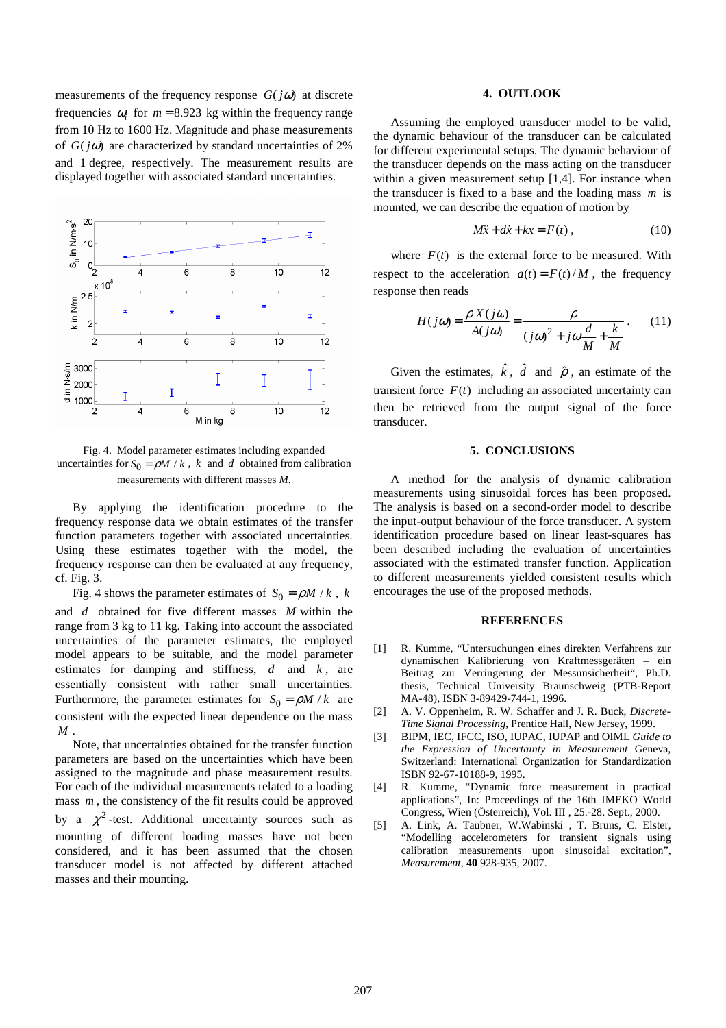measurements of the frequency response $G(j\omega)$ at discrete frequencies $\omega_l$ for $m = 8.923$ kg within the frequency range from 10 Hz to 1600 Hz. Magnitude and phase measurements of $G(j\omega)$ are characterized by standard uncertainties of 2% and 1 degree, respectively. The measurement results are displayed together with associated standard uncertainties.

$S_0$ in N/m s$^2$
20
10
0
2 4 6 8 10 12
x 10$^8$
k in N/m
2.5
2
2 4 6 8 10 12
d in N s/m
3000
2000
1000
2 4 6 8 10 12
M in kg

Fig. 4. Model parameter estimates including expanded uncertainties for $S_0 = \rho M / k$, $k$ and $d$ obtained from calibration measurements with different masses *M*.

By applying the identification procedure to the frequency response data we obtain estimates of the transfer function parameters together with associated uncertainties. Using these estimates together with the model, the frequency response can then be evaluated at any frequency, cf. Fig. 3.

Fig. 4 shows the parameter estimates of $S_0 = \rho M / k$, $k$ and $d$ obtained for five different masses $M$ within the range from 3 kg to 11 kg. Taking into account the associated uncertainties of the parameter estimates, the employed model appears to be suitable, and the model parameter estimates for damping and stiffness, $d$ and $k$, are essentially consistent with rather small uncertainties. Furthermore, the parameter estimates for $S_0 = \rho M / k$ are consistent with the expected linear dependence on the mass $M$.

Note, that uncertainties obtained for the transfer function parameters are based on the uncertainties which have been assigned to the magnitude and phase measurement results. For each of the individual measurements related to a loading mass $m$, the consistency of the fit results could be approved by a $\chi^2$-test. Additional uncertainty sources such as mounting of different loading masses have not been considered, and it has been assumed that the chosen transducer model is not affected by different attached masses and their mounting.

## 4. OUTLOOK

Assuming the employed transducer model to be valid, the dynamic behaviour of the transducer can be calculated for different experimental setups. The dynamic behaviour of the transducer depends on the mass acting on the transducer within a given measurement setup [1,4]. For instance when the transducer is fixed to a base and the loading mass $m$ is mounted, we can describe the equation of motion by

$$M\ddot{x} + d\dot{x} + kx = F(t)\,, \tag{10}$$

where $F(t)$ is the external force to be measured. With respect to the acceleration $a(t) = F(t)/M$, the frequency response then reads

$$H(j\omega) = \frac{\rho X(j\omega)}{A(j\omega)} = \frac{\rho}{(j\omega)^2 + j\omega\frac{d}{M} + \frac{k}{M}}\,. \tag{11}$$

Given the estimates, $\hat{k}$, $\hat{d}$ and $\hat{\rho}$, an estimate of the transient force $F(t)$ including an associated uncertainty can then be retrieved from the output signal of the force transducer.

## 5. CONCLUSIONS

A method for the analysis of dynamic calibration measurements using sinusoidal forces has been proposed. The analysis is based on a second-order model to describe the input-output behaviour of the force transducer. A system identification procedure based on linear least-squares has been described including the evaluation of uncertainties associated with the estimated transfer function. Application to different measurements yielded consistent results which encourages the use of the proposed methods.

## REFERENCES

[1] R. Kumme, "Untersuchungen eines direkten Verfahrens zur dynamischen Kalibrierung von Kraftmessgeräten – ein Beitrag zur Verringerung der Messunsicherheit", Ph.D. thesis, Technical University Braunschweig (PTB-Report MA-48), ISBN 3-89429-744-1, 1996.

[2] A. V. Oppenheim, R. W. Schafer and J. R. Buck, *Discrete-Time Signal Processing*, Prentice Hall, New Jersey, 1999.

[3] BIPM, IEC, IFCC, ISO, IUPAC, IUPAP and OIML *Guide to the Expression of Uncertainty in Measurement* Geneva, Switzerland: International Organization for Standardization ISBN 92-67-10188-9, 1995.

[4] R. Kumme, "Dynamic force measurement in practical applications", In: Proceedings of the 16th IMEKO World Congress, Wien (Österreich), Vol. III , 25.-28. Sept., 2000.

[5] A. Link, A. Täubner, W.Wabinski , T. Bruns, C. Elster, "Modelling accelerometers for transient signals using calibration measurements upon sinusoidal excitation", *Measurement*, **40** 928-935, 2007.